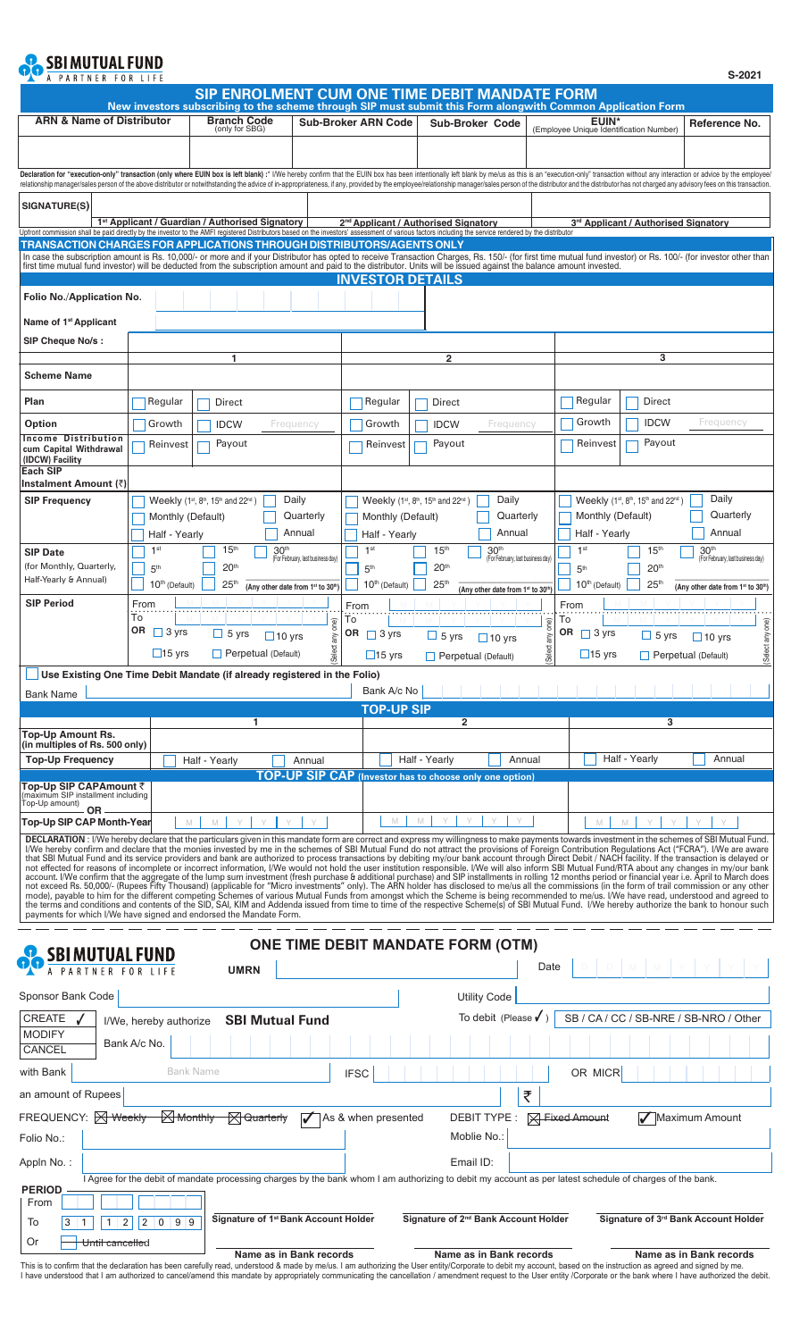**SBI MUTUAL FUND**
A PARTNER FOR LIFE

S-2021

# SIP ENROLMENT CUM ONE TIME DEBIT MANDATE FORM

**New investors subscribing to the scheme through SIP must submit this Form alongwith Common Application Form**

| ARN & Name of Distributor | Branch Code (only for SBG) | Sub-Broker ARN Code | Sub-Broker Code | EUIN* (Employee Unique Identification Number) | Reference No. |
|---|---|---|---|---|---|
| | | | | | |

**Declaration for "execution-only" transaction (only where EUIN box is left blank) :*** I/We hereby confirm that the EUIN box has been intentionally left blank by me/us as this is an "execution-only" transaction without any interaction or advice by the employee/ relationship manager/sales person of the above distributor or notwithstanding the advice of in-appropriateness, if any, provided by the employee/relationship manager/sales person of the distributor and the distributor has not charged any advisory fees on this transaction.

| SIGNATURE(S) | | | |
|---|---|---|---|
| | 1st Applicant / Guardian / Authorised Signatory | 2nd Applicant / Authorised Signatory | 3rd Applicant / Authorised Signatory |

Upfront commission shall be paid directly by the investor to the AMFI registered Distributors based on the investors' assessment of various factors including the service rendered by the distributor

## TRANSACTION CHARGES FOR APPLICATIONS THROUGH DISTRIBUTORS/AGENTS ONLY

In case the subscription amount is Rs. 10,000/- or more and if your Distributor has opted to receive Transaction Charges, Rs. 150/- (for first time mutual fund investor) or Rs. 100/- (for investor other than first time mutual fund investor) will be deducted from the subscription amount and paid to the distributor. Units will be issued against the balance amount invested.

## INVESTOR DETAILS

| | | | |
|---|---|---|---|
| Folio No./Application No. | | | |
| Name of 1st Applicant | | | |
| SIP Cheque No/s : | | | |
| | **1** | **2** | **3** |
| Scheme Name | | | |
| Plan | ☐ Regular ☐ Direct | ☐ Regular ☐ Direct | ☐ Regular ☐ Direct |
| Option | ☐ Growth ☐ IDCW Frequency | ☐ Growth ☐ IDCW Frequency | ☐ Growth ☐ IDCW Frequency |
| Income Distribution cum Capital Withdrawal (IDCW) Facility | ☐ Reinvest ☐ Payout | ☐ Reinvest ☐ Payout | ☐ Reinvest ☐ Payout |
| Each SIP Instalment Amount (₹) | | | |
| SIP Frequency | ☐ Weekly (1st, 8th, 15th and 22nd) ☐ Daily ☐ Monthly (Default) ☐ Quarterly ☐ Half - Yearly ☐ Annual | ☐ Weekly (1st, 8th, 15th and 22nd) ☐ Daily ☐ Monthly (Default) ☐ Quarterly ☐ Half - Yearly ☐ Annual | ☐ Weekly (1st, 8th, 15th and 22nd) ☐ Daily ☐ Monthly (Default) ☐ Quarterly ☐ Half - Yearly ☐ Annual |
| SIP Date (for Monthly, Quarterly, Half-Yearly & Annual) | ☐ 1st ☐ 15th ☐ 30th (For February, last business day) ☐ 5th ☐ 20th ☐ 10th (Default) ☐ 25th (Any other date from 1st to 30th) | ☐ 1st ☐ 15th ☐ 30th (For February, last business day) ☐ 5th ☐ 20th ☐ 10th (Default) ☐ 25th (Any other date from 1st to 30th) | ☐ 1st ☐ 15th ☐ 30th (For February, last business day) ☐ 5th ☐ 20th ☐ 10th (Default) ☐ 25th (Any other date from 1st to 30th) |
| SIP Period | From ___ To ___ OR ☐ 3 yrs ☐ 5 yrs ☐ 10 yrs ☐ 15 yrs ☐ Perpetual (Default) (Select any one) | From ___ To ___ OR ☐ 3 yrs ☐ 5 yrs ☐ 10 yrs ☐ 15 yrs ☐ Perpetual (Default) (Select any one) | From ___ To ___ OR ☐ 3 yrs ☐ 5 yrs ☐ 10 yrs ☐ 15 yrs ☐ Perpetual (Default) (Select any one) |

☐ **Use Existing One Time Debit Mandate (if already registered in the Folio)**

Bank Name ______ Bank A/c No ______

## TOP-UP SIP

| | 1 | 2 | 3 |
|---|---|---|---|
| Top-Up Amount Rs. (in multiples of Rs. 500 only) | | | |
| Top-Up Frequency | ☐ Half - Yearly ☐ Annual | ☐ Half - Yearly ☐ Annual | ☐ Half - Yearly ☐ Annual |

## TOP-UP SIP CAP (Investor has to choose only one option)

| | | | |
|---|---|---|---|
| Top-Up SIP CAPAmount ₹ (maximum SIP installment including Top-up amount) | | | |
| OR | | | |
| Top-Up SIP CAP Month-Year | M M Y Y Y Y | M M Y Y Y Y | M M Y Y Y Y |

**DECLARATION** : I/We hereby declare that the particulars given in this mandate form are correct and express my willingness to make payments towards investment in the schemes of SBI Mutual Fund. I/We hereby confirm and declare that the monies invested by me in the schemes of SBI Mutual Fund do not attract the provisions of Foreign Contribution Regulations Act ("FCRA"). I/We are aware that SBI Mutual Fund and its service providers and bank are authorized to process transactions by debiting my/our bank account through Direct Debit / NACH facility. If the transaction is delayed or not effected for reasons of incomplete or incorrect information, I/We would not hold the user institution responsible. I/We will also inform SBI Mutual Fund/RTA about any changes in my/our bank account. I/We confirm that the aggregate of the lump sum investment (fresh purchase & additional purchase) and SIP installments in rolling 12 months period or financial year i.e. April to March does not exceed Rs. 50,000/- (Rupees Fifty Thousand) (applicable for "Micro investments" only). The ARN holder has disclosed to me/us all the commissions (in the form of trail commission or any other mode), payable to him for the different competing Schemes of various Mutual Funds from amongst which the Scheme is being recommended to me/us. I/We have read, understood and agreed to the terms and conditions and contents of the SID, SAI, KIM and Addenda issued from time to time of the respective Scheme(s) of SBI Mutual Fund. I/We hereby authorize the bank to honour such payments for which I/We have signed and endorsed the Mandate Form.

---

**SBI MUTUAL FUND**
A PARTNER FOR LIFE

## ONE TIME DEBIT MANDATE FORM (OTM)

UMRN ______ Date D D M M Y Y Y Y

Sponsor Bank Code ______ Utility Code ______

CREATE ✓ / MODIFY / CANCEL — I/We, hereby authorize **SBI Mutual Fund** To debit (Please ✓) SB / CA / CC / SB-NRE / SB-NRO / Other

Bank A/c No. ______

with Bank ______ Bank Name ______ IFSC ______ OR MICR ______

an amount of Rupees ______ ₹ ______

FREQUENCY: ~~☒ Weekly~~ ~~☒ Monthly~~ ~~☒ Quarterly~~ ✓ As & when presented DEBIT TYPE : ~~☒ Fixed Amount~~ ✓ Maximum Amount

Folio No.: ______ Moblie No.: ______

Appln No. : ______ Email ID: ______

I Agree for the debit of mandate processing charges by the bank whom I am authorizing to debit my account as per latest schedule of charges of the bank.

**PERIOD**

From ______

To 3 1 1 2 2 0 9 9

Or ~~Until cancelled~~

| Signature of 1st Bank Account Holder | Signature of 2nd Bank Account Holder | Signature of 3rd Bank Account Holder |
|---|---|---|
| Name as in Bank records | Name as in Bank records | Name as in Bank records |

This is to confirm that the declaration has been carefully read, understood & made by me/us. I am authorizing the User entity/Corporate to debit my account, based on the instruction as agreed and signed by me. I have understood that I am authorized to cancel/amend this mandate by appropriately communicating the cancellation / amendment request to the User entity /Corporate or the bank where I have authorized the debit.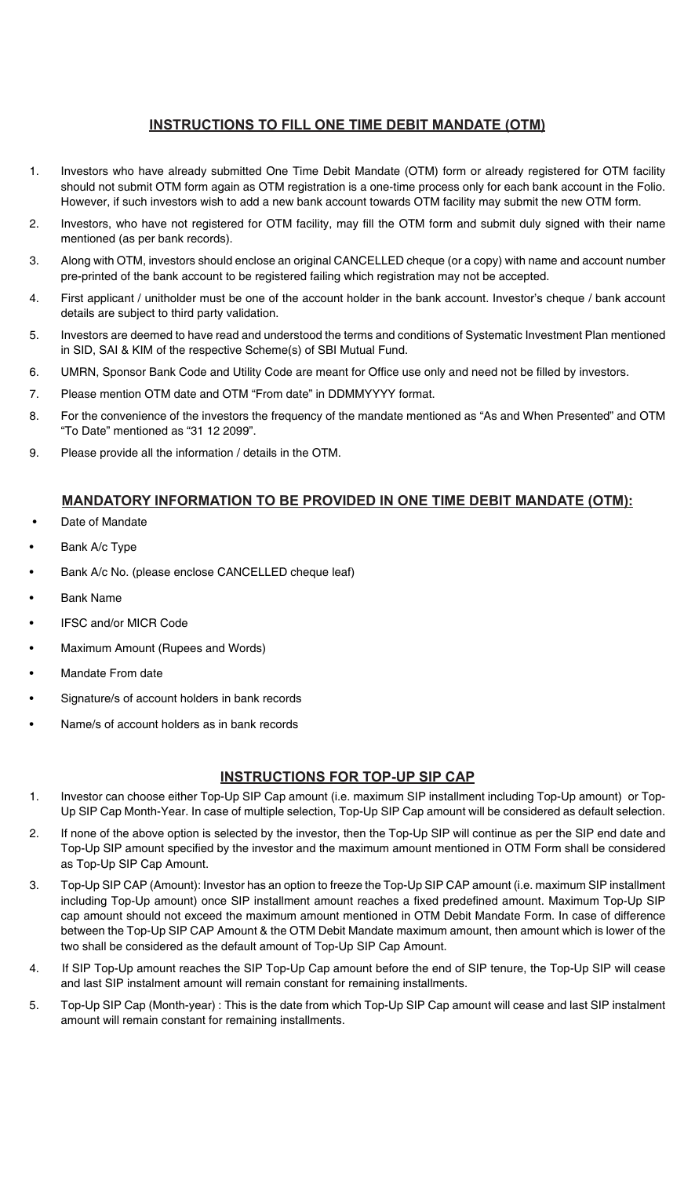## INSTRUCTIONS TO FILL ONE TIME DEBIT MANDATE (OTM)

1. Investors who have already submitted One Time Debit Mandate (OTM) form or already registered for OTM facility should not submit OTM form again as OTM registration is a one-time process only for each bank account in the Folio. However, if such investors wish to add a new bank account towards OTM facility may submit the new OTM form.
2. Investors, who have not registered for OTM facility, may fill the OTM form and submit duly signed with their name mentioned (as per bank records).
3. Along with OTM, investors should enclose an original CANCELLED cheque (or a copy) with name and account number pre-printed of the bank account to be registered failing which registration may not be accepted.
4. First applicant / unitholder must be one of the account holder in the bank account. Investor's cheque / bank account details are subject to third party validation.
5. Investors are deemed to have read and understood the terms and conditions of Systematic Investment Plan mentioned in SID, SAI & KIM of the respective Scheme(s) of SBI Mutual Fund.
6. UMRN, Sponsor Bank Code and Utility Code are meant for Office use only and need not be filled by investors.
7. Please mention OTM date and OTM "From date" in DDMMYYYY format.
8. For the convenience of the investors the frequency of the mandate mentioned as "As and When Presented" and OTM "To Date" mentioned as "31 12 2099".
9. Please provide all the information / details in the OTM.

## MANDATORY INFORMATION TO BE PROVIDED IN ONE TIME DEBIT MANDATE (OTM):

- Date of Mandate
- Bank A/c Type
- Bank A/c No. (please enclose CANCELLED cheque leaf)
- Bank Name
- IFSC and/or MICR Code
- Maximum Amount (Rupees and Words)
- Mandate From date
- Signature/s of account holders in bank records
- Name/s of account holders as in bank records

## INSTRUCTIONS FOR TOP-UP SIP CAP

1. Investor can choose either Top-Up SIP Cap amount (i.e. maximum SIP installment including Top-Up amount) or Top-Up SIP Cap Month-Year. In case of multiple selection, Top-Up SIP Cap amount will be considered as default selection.
2. If none of the above option is selected by the investor, then the Top-Up SIP will continue as per the SIP end date and Top-Up SIP amount specified by the investor and the maximum amount mentioned in OTM Form shall be considered as Top-Up SIP Cap Amount.
3. Top-Up SIP CAP (Amount): Investor has an option to freeze the Top-Up SIP CAP amount (i.e. maximum SIP installment including Top-Up amount) once SIP installment amount reaches a fixed predefined amount. Maximum Top-Up SIP cap amount should not exceed the maximum amount mentioned in OTM Debit Mandate Form. In case of difference between the Top-Up SIP CAP Amount & the OTM Debit Mandate maximum amount, then amount which is lower of the two shall be considered as the default amount of Top-Up SIP Cap Amount.
4. If SIP Top-Up amount reaches the SIP Top-Up Cap amount before the end of SIP tenure, the Top-Up SIP will cease and last SIP instalment amount will remain constant for remaining installments.
5. Top-Up SIP Cap (Month-year) : This is the date from which Top-Up SIP Cap amount will cease and last SIP instalment amount will remain constant for remaining installments.